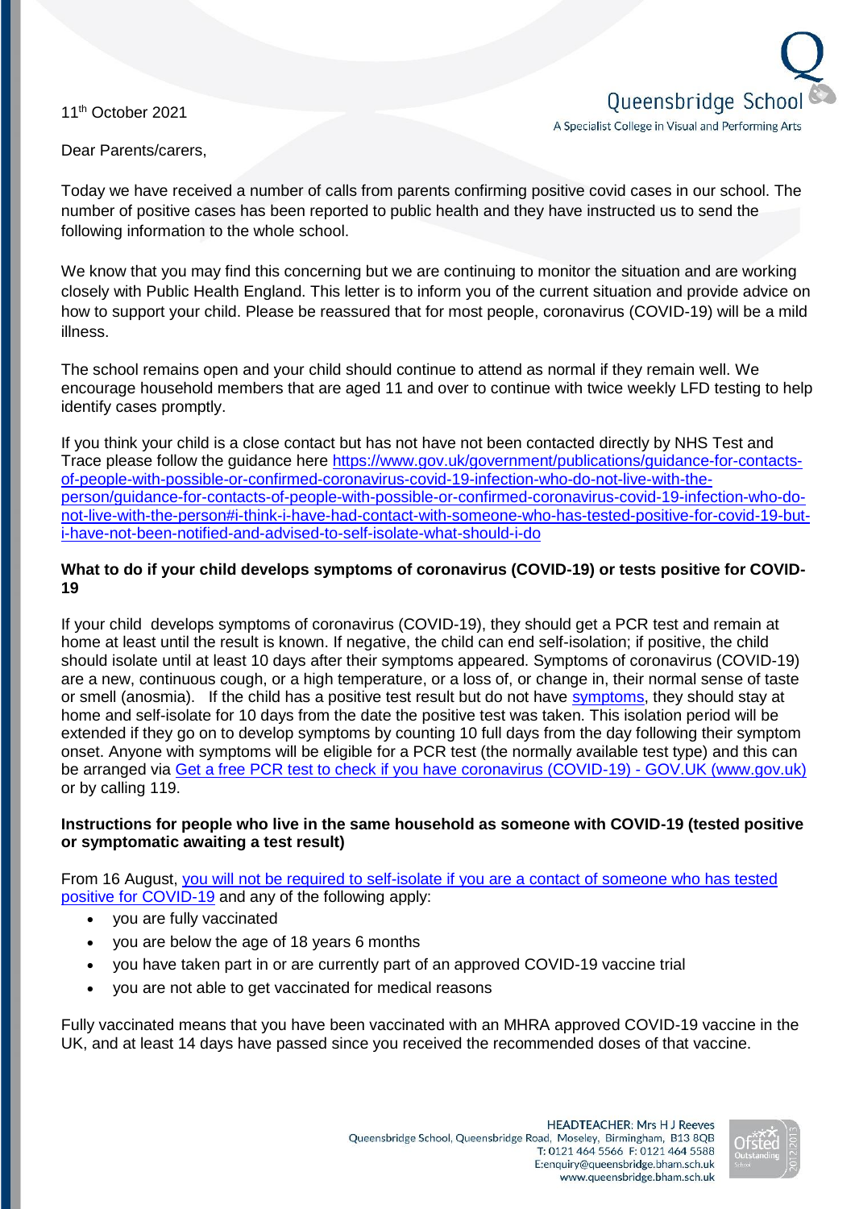11th October 2021

Queensbridge School
A Specialist College in Visual and Performing Arts

Dear Parents/carers,

Today we have received a number of calls from parents confirming positive covid cases in our school. The number of positive cases has been reported to public health and they have instructed us to send the following information to the whole school.

We know that you may find this concerning but we are continuing to monitor the situation and are working closely with Public Health England. This letter is to inform you of the current situation and provide advice on how to support your child. Please be reassured that for most people, coronavirus (COVID-19) will be a mild illness.

The school remains open and your child should continue to attend as normal if they remain well. We encourage household members that are aged 11 and over to continue with twice weekly LFD testing to help identify cases promptly.

If you think your child is a close contact but has not have not been contacted directly by NHS Test and Trace please follow the guidance here [https://www.gov.uk/government/publications/guidance-for-contacts-of-people-with-possible-or-confirmed-coronavirus-covid-19-infection-who-do-not-live-with-the-person/guidance-for-contacts-of-people-with-possible-or-confirmed-coronavirus-covid-19-infection-who-do-not-live-with-the-person#i-think-i-have-had-contact-with-someone-who-has-tested-positive-for-covid-19-but-i-have-not-been-notified-and-advised-to-self-isolate-what-should-i-do](https://www.gov.uk/government/publications/guidance-for-contacts-of-people-with-possible-or-confirmed-coronavirus-covid-19-infection-who-do-not-live-with-the-person/guidance-for-contacts-of-people-with-possible-or-confirmed-coronavirus-covid-19-infection-who-do-not-live-with-the-person#i-think-i-have-had-contact-with-someone-who-has-tested-positive-for-covid-19-but-i-have-not-been-notified-and-advised-to-self-isolate-what-should-i-do)

**What to do if your child develops symptoms of coronavirus (COVID-19) or tests positive for COVID-19**

If your child develops symptoms of coronavirus (COVID-19), they should get a PCR test and remain at home at least until the result is known. If negative, the child can end self-isolation; if positive, the child should isolate until at least 10 days after their symptoms appeared. Symptoms of coronavirus (COVID-19) are a new, continuous cough, or a high temperature, or a loss of, or change in, their normal sense of taste or smell (anosmia). If the child has a positive test result but do not have symptoms, they should stay at home and self-isolate for 10 days from the date the positive test was taken. This isolation period will be extended if they go on to develop symptoms by counting 10 full days from the day following their symptom onset. Anyone with symptoms will be eligible for a PCR test (the normally available test type) and this can be arranged via Get a free PCR test to check if you have coronavirus (COVID-19) - GOV.UK (www.gov.uk) or by calling 119.

**Instructions for people who live in the same household as someone with COVID-19 (tested positive or symptomatic awaiting a test result)**

From 16 August, you will not be required to self-isolate if you are a contact of someone who has tested positive for COVID-19 and any of the following apply:

- you are fully vaccinated
- you are below the age of 18 years 6 months
- you have taken part in or are currently part of an approved COVID-19 vaccine trial
- you are not able to get vaccinated for medical reasons

Fully vaccinated means that you have been vaccinated with an MHRA approved COVID-19 vaccine in the UK, and at least 14 days have passed since you received the recommended doses of that vaccine.

HEADTEACHER: Mrs H J Reeves
Queensbridge School, Queensbridge Road, Moseley, Birmingham, B13 8QB
T: 0121 464 5566 F: 0121 464 5588
E:enquiry@queensbridge.bham.sch.uk
www.queensbridge.bham.sch.uk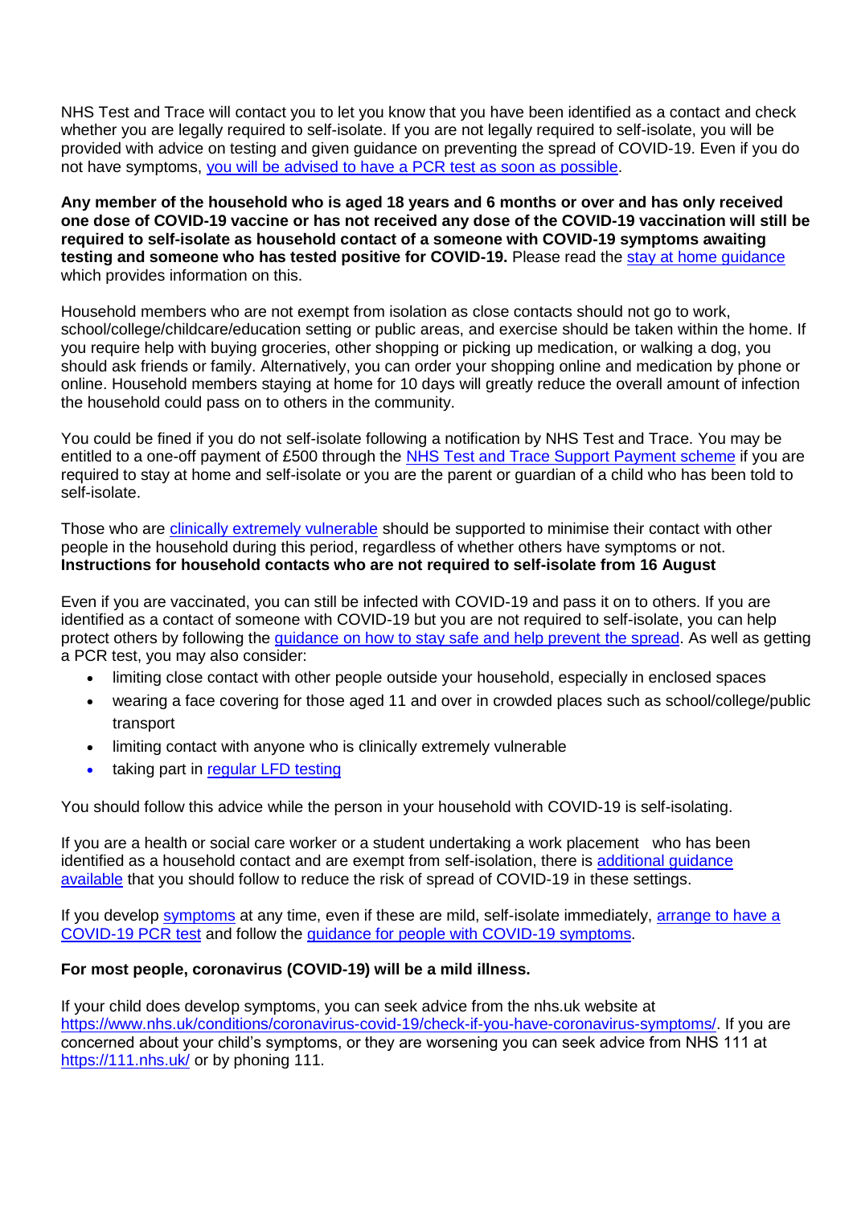NHS Test and Trace will contact you to let you know that you have been identified as a contact and check whether you are legally required to self-isolate. If you are not legally required to self-isolate, you will be provided with advice on testing and given guidance on preventing the spread of COVID-19. Even if you do not have symptoms, you will be advised to have a PCR test as soon as possible.

**Any member of the household who is aged 18 years and 6 months or over and has only received one dose of COVID-19 vaccine or has not received any dose of the COVID-19 vaccination will still be required to self-isolate as household contact of a someone with COVID-19 symptoms awaiting testing and someone who has tested positive for COVID-19.** Please read the stay at home guidance which provides information on this.

Household members who are not exempt from isolation as close contacts should not go to work, school/college/childcare/education setting or public areas, and exercise should be taken within the home. If you require help with buying groceries, other shopping or picking up medication, or walking a dog, you should ask friends or family. Alternatively, you can order your shopping online and medication by phone or online. Household members staying at home for 10 days will greatly reduce the overall amount of infection the household could pass on to others in the community.

You could be fined if you do not self-isolate following a notification by NHS Test and Trace. You may be entitled to a one-off payment of £500 through the NHS Test and Trace Support Payment scheme if you are required to stay at home and self-isolate or you are the parent or guardian of a child who has been told to self-isolate.

Those who are clinically extremely vulnerable should be supported to minimise their contact with other people in the household during this period, regardless of whether others have symptoms or not.

**Instructions for household contacts who are not required to self-isolate from 16 August**

Even if you are vaccinated, you can still be infected with COVID-19 and pass it on to others. If you are identified as a contact of someone with COVID-19 but you are not required to self-isolate, you can help protect others by following the guidance on how to stay safe and help prevent the spread. As well as getting a PCR test, you may also consider:

- limiting close contact with other people outside your household, especially in enclosed spaces
- wearing a face covering for those aged 11 and over in crowded places such as school/college/public transport
- limiting contact with anyone who is clinically extremely vulnerable
- taking part in regular LFD testing

You should follow this advice while the person in your household with COVID-19 is self-isolating.

If you are a health or social care worker or a student undertaking a work placement who has been identified as a household contact and are exempt from self-isolation, there is additional guidance available that you should follow to reduce the risk of spread of COVID-19 in these settings.

If you develop symptoms at any time, even if these are mild, self-isolate immediately, arrange to have a COVID-19 PCR test and follow the guidance for people with COVID-19 symptoms.

**For most people, coronavirus (COVID-19) will be a mild illness.**

If your child does develop symptoms, you can seek advice from the nhs.uk website at https://www.nhs.uk/conditions/coronavirus-covid-19/check-if-you-have-coronavirus-symptoms/. If you are concerned about your child's symptoms, or they are worsening you can seek advice from NHS 111 at https://111.nhs.uk/ or by phoning 111.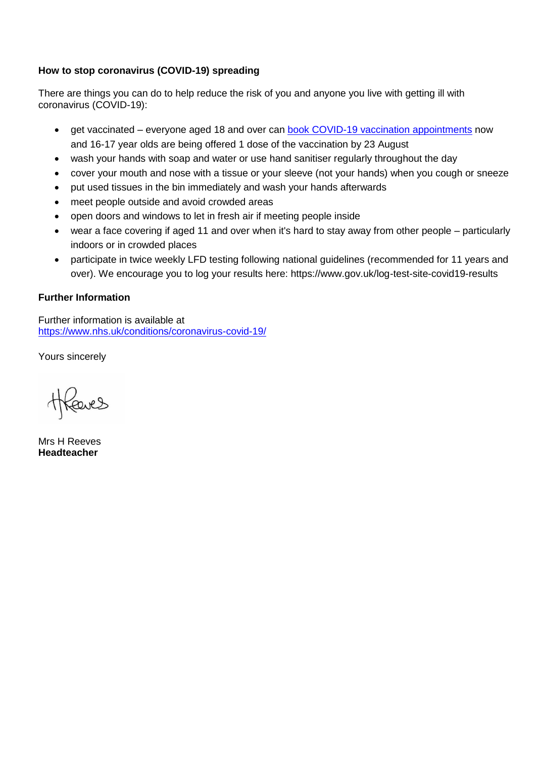**How to stop coronavirus (COVID-19) spreading**

There are things you can do to help reduce the risk of you and anyone you live with getting ill with coronavirus (COVID-19):

- get vaccinated – everyone aged 18 and over can book COVID-19 vaccination appointments now and 16-17 year olds are being offered 1 dose of the vaccination by 23 August
- wash your hands with soap and water or use hand sanitiser regularly throughout the day
- cover your mouth and nose with a tissue or your sleeve (not your hands) when you cough or sneeze
- put used tissues in the bin immediately and wash your hands afterwards
- meet people outside and avoid crowded areas
- open doors and windows to let in fresh air if meeting people inside
- wear a face covering if aged 11 and over when it's hard to stay away from other people – particularly indoors or in crowded places
- participate in twice weekly LFD testing following national guidelines (recommended for 11 years and over). We encourage you to log your results here: https://www.gov.uk/log-test-site-covid19-results

**Further Information**

Further information is available at
https://www.nhs.uk/conditions/coronavirus-covid-19/

Yours sincerely

HReeves

Mrs H Reeves
**Headteacher**